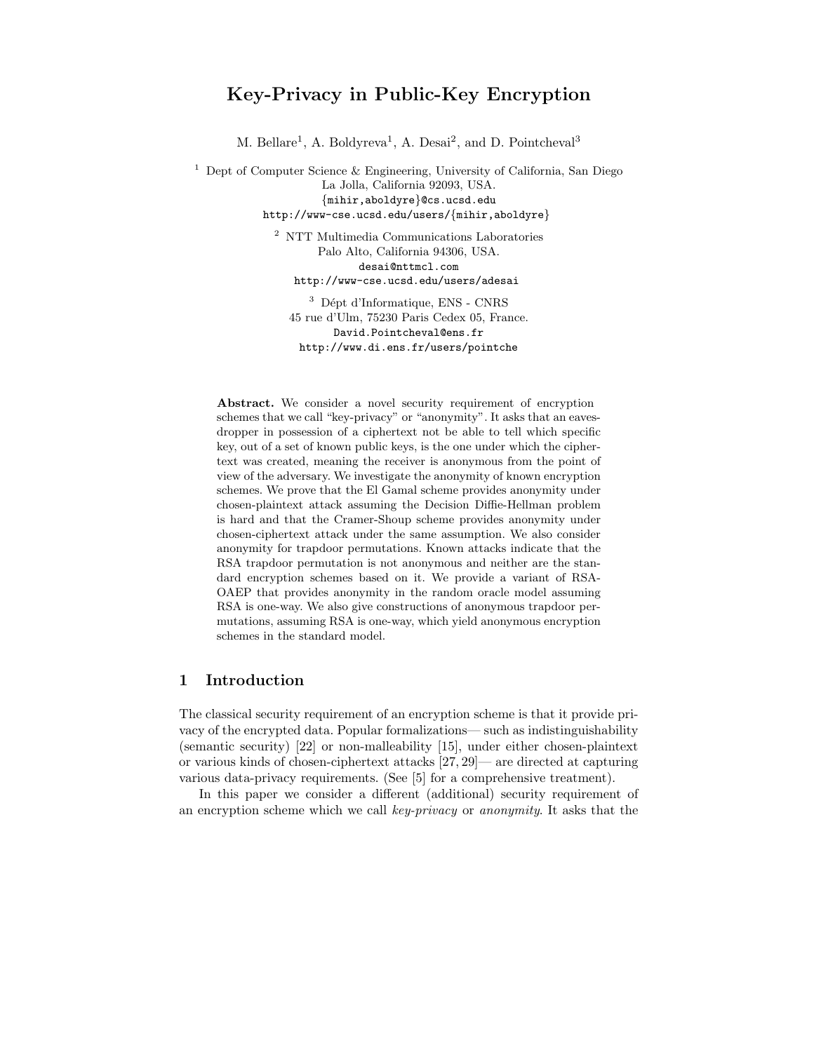# Key-Privacy in Public-Key Encryption

M. Bellare[1], A. Boldyreva[1], A. Desai[2], and D. Pointcheval[3]

[1] Dept of Computer Science & Engineering, University of California, San Diego
La Jolla, California 92093, USA.
{mihir,aboldyre}@cs.ucsd.edu
http://www-cse.ucsd.edu/users/{mihir,aboldyre}

[2] NTT Multimedia Communications Laboratories
Palo Alto, California 94306, USA.
desai@nttmcl.com
http://www-cse.ucsd.edu/users/adesai

[3] Dépt d'Informatique, ENS - CNRS
45 rue d'Ulm, 75230 Paris Cedex 05, France.
David.Pointcheval@ens.fr
http://www.di.ens.fr/users/pointche

**Abstract.** We consider a novel security requirement of encryption schemes that we call "key-privacy" or "anonymity". It asks that an eavesdropper in possession of a ciphertext not be able to tell which specific key, out of a set of known public keys, is the one under which the ciphertext was created, meaning the receiver is anonymous from the point of view of the adversary. We investigate the anonymity of known encryption schemes. We prove that the El Gamal scheme provides anonymity under chosen-plaintext attack assuming the Decision Diffie-Hellman problem is hard and that the Cramer-Shoup scheme provides anonymity under chosen-ciphertext attack under the same assumption. We also consider anonymity for trapdoor permutations. Known attacks indicate that the RSA trapdoor permutation is not anonymous and neither are the standard encryption schemes based on it. We provide a variant of RSA-OAEP that provides anonymity in the random oracle model assuming RSA is one-way. We also give constructions of anonymous trapdoor permutations, assuming RSA is one-way, which yield anonymous encryption schemes in the standard model.

## 1 Introduction

The classical security requirement of an encryption scheme is that it provide privacy of the encrypted data. Popular formalizations— such as indistinguishability (semantic security) [22] or non-malleability [15], under either chosen-plaintext or various kinds of chosen-ciphertext attacks [27, 29]— are directed at capturing various data-privacy requirements. (See [5] for a comprehensive treatment).

In this paper we consider a different (additional) security requirement of an encryption scheme which we call *key-privacy* or *anonymity*. It asks that the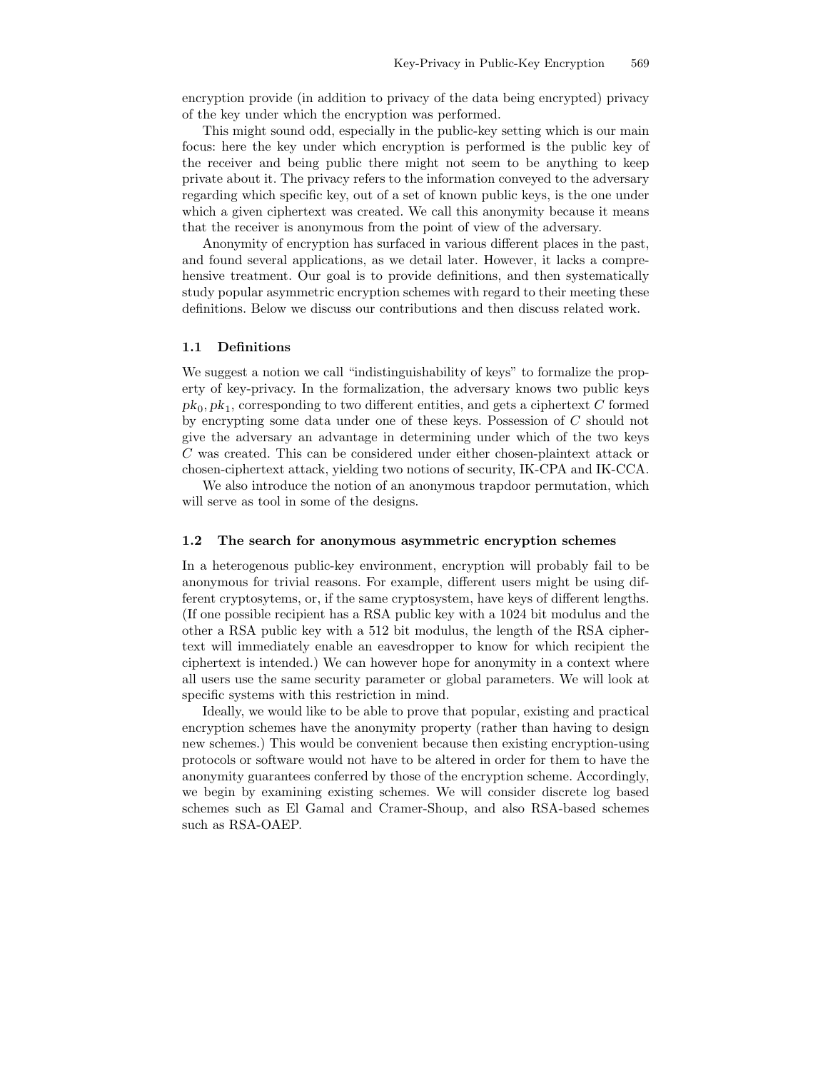encryption provide (in addition to privacy of the data being encrypted) privacy of the key under which the encryption was performed.

This might sound odd, especially in the public-key setting which is our main focus: here the key under which encryption is performed is the public key of the receiver and being public there might not seem to be anything to keep private about it. The privacy refers to the information conveyed to the adversary regarding which specific key, out of a set of known public keys, is the one under which a given ciphertext was created. We call this anonymity because it means that the receiver is anonymous from the point of view of the adversary.

Anonymity of encryption has surfaced in various different places in the past, and found several applications, as we detail later. However, it lacks a comprehensive treatment. Our goal is to provide definitions, and then systematically study popular asymmetric encryption schemes with regard to their meeting these definitions. Below we discuss our contributions and then discuss related work.

### 1.1 Definitions

We suggest a notion we call "indistinguishability of keys" to formalize the property of key-privacy. In the formalization, the adversary knows two public keys $pk_0, pk_1$, corresponding to two different entities, and gets a ciphertext $C$ formed by encrypting some data under one of these keys. Possession of $C$ should not give the adversary an advantage in determining under which of the two keys $C$ was created. This can be considered under either chosen-plaintext attack or chosen-ciphertext attack, yielding two notions of security, IK-CPA and IK-CCA.

We also introduce the notion of an anonymous trapdoor permutation, which will serve as tool in some of the designs.

### 1.2 The search for anonymous asymmetric encryption schemes

In a heterogenous public-key environment, encryption will probably fail to be anonymous for trivial reasons. For example, different users might be using different cryptosytems, or, if the same cryptosystem, have keys of different lengths. (If one possible recipient has a RSA public key with a 1024 bit modulus and the other a RSA public key with a 512 bit modulus, the length of the RSA ciphertext will immediately enable an eavesdropper to know for which recipient the ciphertext is intended.) We can however hope for anonymity in a context where all users use the same security parameter or global parameters. We will look at specific systems with this restriction in mind.

Ideally, we would like to be able to prove that popular, existing and practical encryption schemes have the anonymity property (rather than having to design new schemes.) This would be convenient because then existing encryption-using protocols or software would not have to be altered in order for them to have the anonymity guarantees conferred by those of the encryption scheme. Accordingly, we begin by examining existing schemes. We will consider discrete log based schemes such as El Gamal and Cramer-Shoup, and also RSA-based schemes such as RSA-OAEP.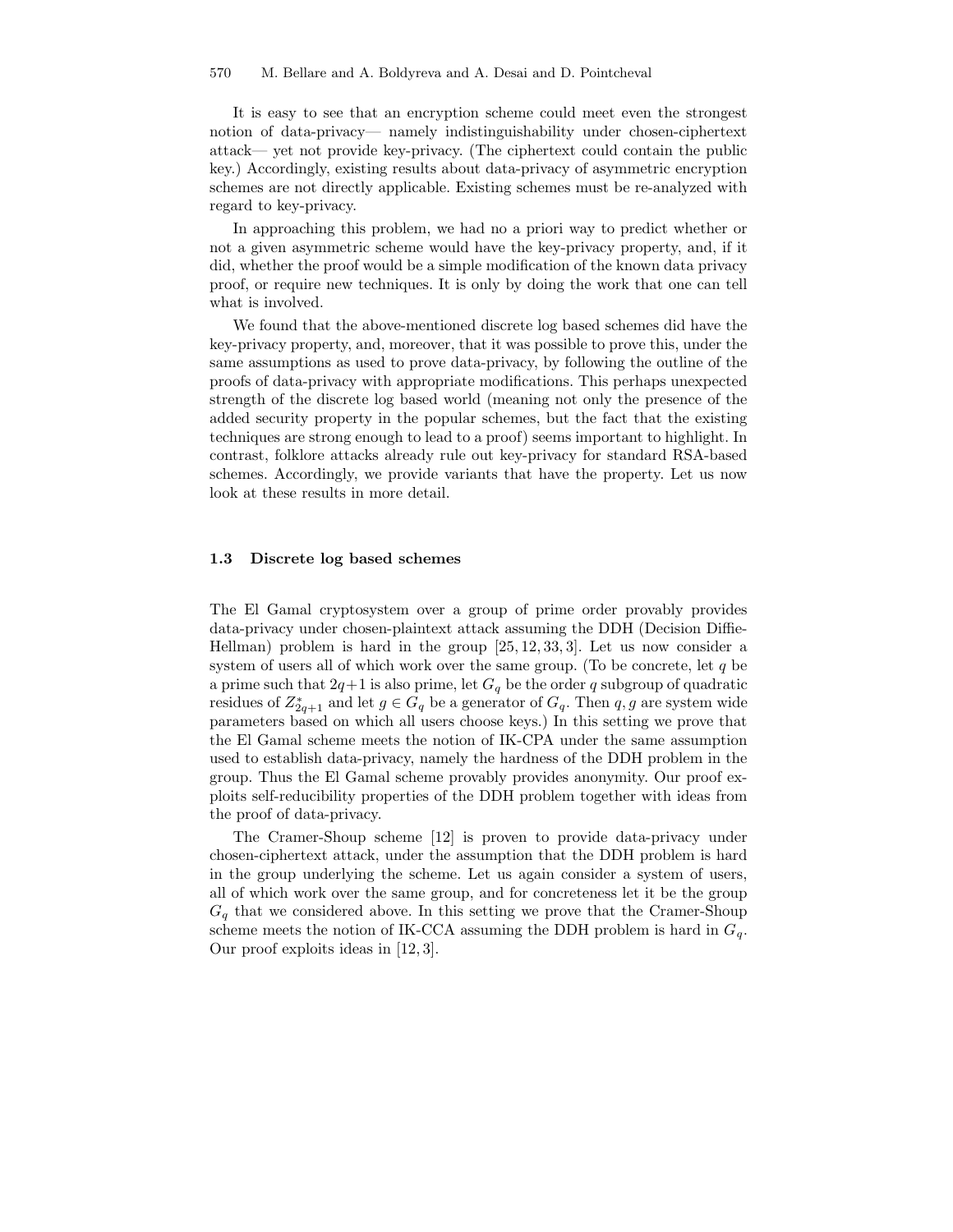It is easy to see that an encryption scheme could meet even the strongest notion of data-privacy— namely indistinguishability under chosen-ciphertext attack— yet not provide key-privacy. (The ciphertext could contain the public key.) Accordingly, existing results about data-privacy of asymmetric encryption schemes are not directly applicable. Existing schemes must be re-analyzed with regard to key-privacy.

In approaching this problem, we had no a priori way to predict whether or not a given asymmetric scheme would have the key-privacy property, and, if it did, whether the proof would be a simple modification of the known data privacy proof, or require new techniques. It is only by doing the work that one can tell what is involved.

We found that the above-mentioned discrete log based schemes did have the key-privacy property, and, moreover, that it was possible to prove this, under the same assumptions as used to prove data-privacy, by following the outline of the proofs of data-privacy with appropriate modifications. This perhaps unexpected strength of the discrete log based world (meaning not only the presence of the added security property in the popular schemes, but the fact that the existing techniques are strong enough to lead to a proof) seems important to highlight. In contrast, folklore attacks already rule out key-privacy for standard RSA-based schemes. Accordingly, we provide variants that have the property. Let us now look at these results in more detail.

### 1.3 Discrete log based schemes

The El Gamal cryptosystem over a group of prime order provably provides data-privacy under chosen-plaintext attack assuming the DDH (Decision Diffie-Hellman) problem is hard in the group [25, 12, 33, 3]. Let us now consider a system of users all of which work over the same group. (To be concrete, let $q$ be a prime such that $2q+1$ is also prime, let $G_q$ be the order $q$ subgroup of quadratic residues of $Z^*_{2q+1}$ and let $g \in G_q$ be a generator of $G_q$. Then $q, g$ are system wide parameters based on which all users choose keys.) In this setting we prove that the El Gamal scheme meets the notion of IK-CPA under the same assumption used to establish data-privacy, namely the hardness of the DDH problem in the group. Thus the El Gamal scheme provably provides anonymity. Our proof exploits self-reducibility properties of the DDH problem together with ideas from the proof of data-privacy.

The Cramer-Shoup scheme [12] is proven to provide data-privacy under chosen-ciphertext attack, under the assumption that the DDH problem is hard in the group underlying the scheme. Let us again consider a system of users, all of which work over the same group, and for concreteness let it be the group $G_q$ that we considered above. In this setting we prove that the Cramer-Shoup scheme meets the notion of IK-CCA assuming the DDH problem is hard in $G_q$. Our proof exploits ideas in [12, 3].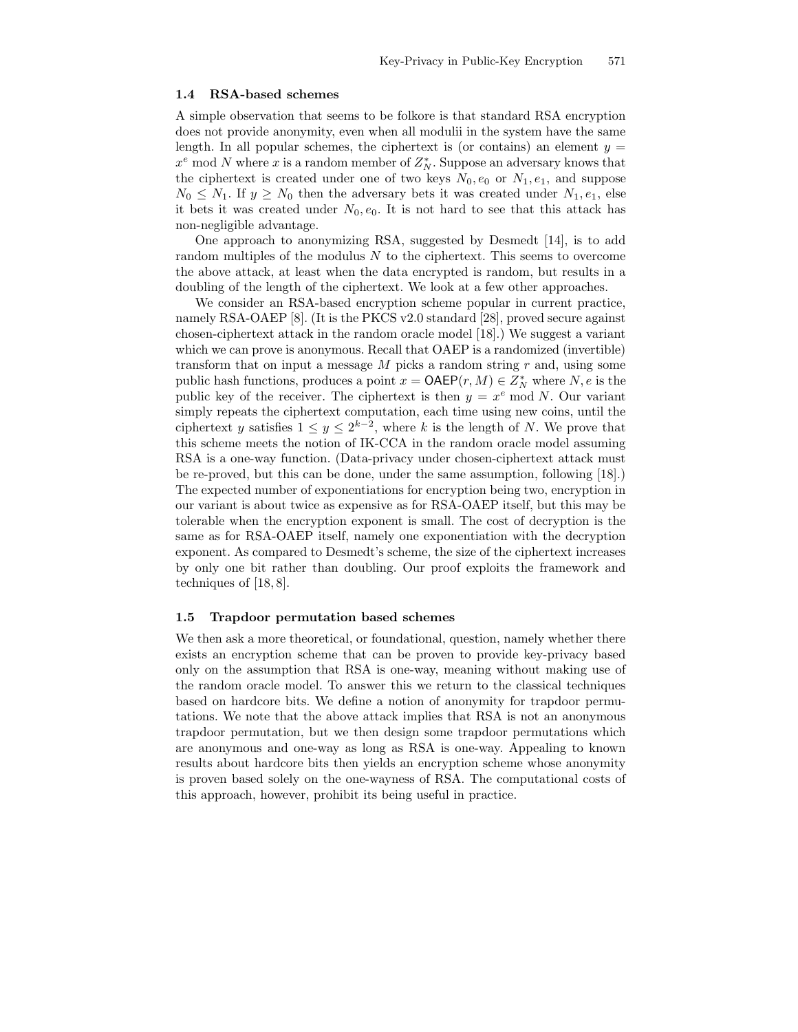### 1.4 RSA-based schemes

A simple observation that seems to be folkore is that standard RSA encryption does not provide anonymity, even when all modulii in the system have the same length. In all popular schemes, the ciphertext is (or contains) an element $y = x^e \bmod N$ where $x$ is a random member of $Z_N^*$. Suppose an adversary knows that the ciphertext is created under one of two keys $N_0, e_0$ or $N_1, e_1$, and suppose $N_0 \leq N_1$. If $y \geq N_0$ then the adversary bets it was created under $N_1, e_1$, else it bets it was created under $N_0, e_0$. It is not hard to see that this attack has non-negligible advantage.

One approach to anonymizing RSA, suggested by Desmedt [14], is to add random multiples of the modulus $N$ to the ciphertext. This seems to overcome the above attack, at least when the data encrypted is random, but results in a doubling of the length of the ciphertext. We look at a few other approaches.

We consider an RSA-based encryption scheme popular in current practice, namely RSA-OAEP [8]. (It is the PKCS v2.0 standard [28], proved secure against chosen-ciphertext attack in the random oracle model [18].) We suggest a variant which we can prove is anonymous. Recall that OAEP is a randomized (invertible) transform that on input a message $M$ picks a random string $r$ and, using some public hash functions, produces a point $x = \mathsf{OAEP}(r, M) \in Z_N^*$ where $N, e$ is the public key of the receiver. The ciphertext is then $y = x^e \bmod N$. Our variant simply repeats the ciphertext computation, each time using new coins, until the ciphertext $y$ satisfies $1 \leq y \leq 2^{k-2}$, where $k$ is the length of $N$. We prove that this scheme meets the notion of IK-CCA in the random oracle model assuming RSA is a one-way function. (Data-privacy under chosen-ciphertext attack must be re-proved, but this can be done, under the same assumption, following [18].) The expected number of exponentiations for encryption being two, encryption in our variant is about twice as expensive as for RSA-OAEP itself, but this may be tolerable when the encryption exponent is small. The cost of decryption is the same as for RSA-OAEP itself, namely one exponentiation with the decryption exponent. As compared to Desmedt's scheme, the size of the ciphertext increases by only one bit rather than doubling. Our proof exploits the framework and techniques of [18, 8].

### 1.5 Trapdoor permutation based schemes

We then ask a more theoretical, or foundational, question, namely whether there exists an encryption scheme that can be proven to provide key-privacy based only on the assumption that RSA is one-way, meaning without making use of the random oracle model. To answer this we return to the classical techniques based on hardcore bits. We define a notion of anonymity for trapdoor permutations. We note that the above attack implies that RSA is not an anonymous trapdoor permutation, but we then design some trapdoor permutations which are anonymous and one-way as long as RSA is one-way. Appealing to known results about hardcore bits then yields an encryption scheme whose anonymity is proven based solely on the one-wayness of RSA. The computational costs of this approach, however, prohibit its being useful in practice.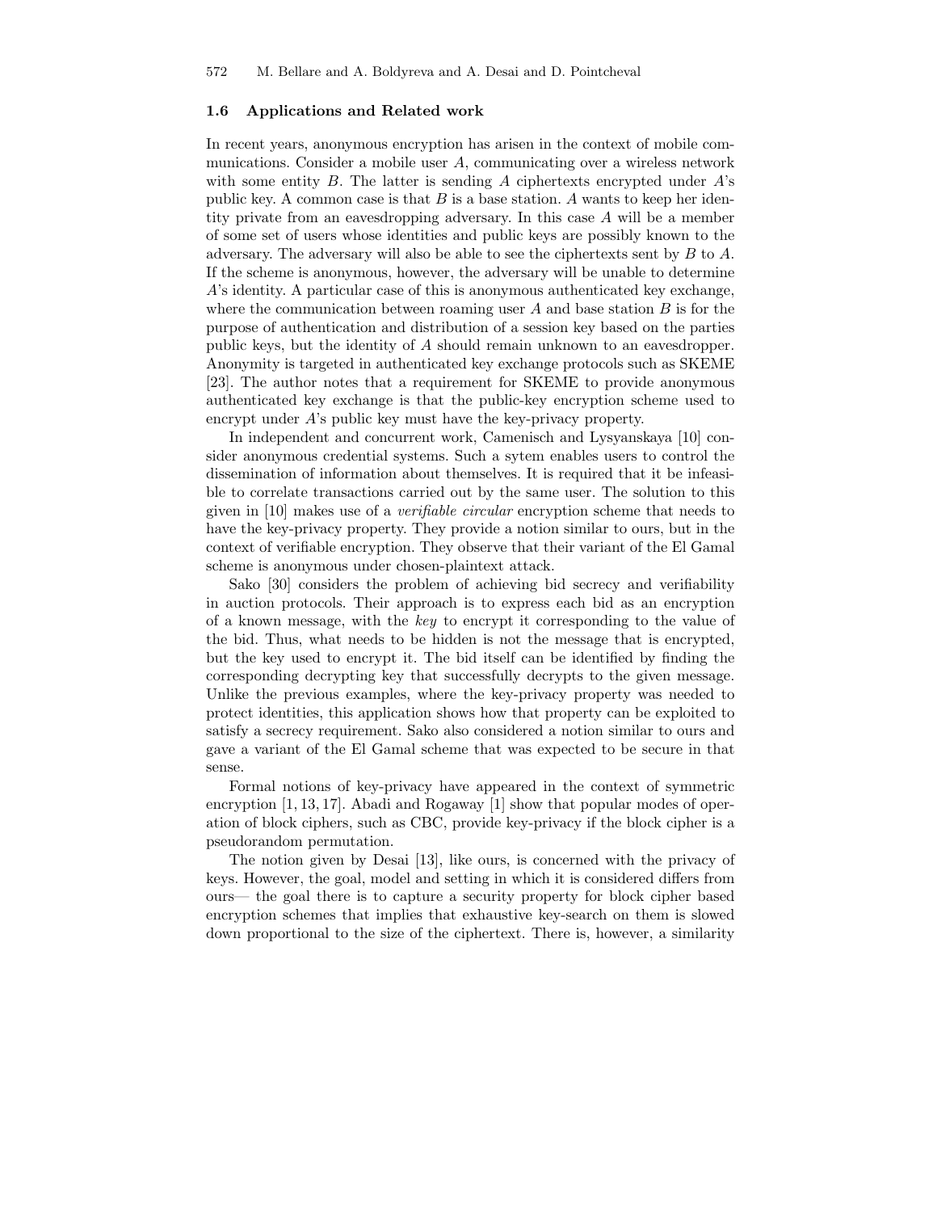### 1.6 Applications and Related work

In recent years, anonymous encryption has arisen in the context of mobile communications. Consider a mobile user $A$, communicating over a wireless network with some entity $B$. The latter is sending $A$ ciphertexts encrypted under $A$'s public key. A common case is that $B$ is a base station. $A$ wants to keep her identity private from an eavesdropping adversary. In this case $A$ will be a member of some set of users whose identities and public keys are possibly known to the adversary. The adversary will also be able to see the ciphertexts sent by $B$ to $A$. If the scheme is anonymous, however, the adversary will be unable to determine $A$'s identity. A particular case of this is anonymous authenticated key exchange, where the communication between roaming user $A$ and base station $B$ is for the purpose of authentication and distribution of a session key based on the parties public keys, but the identity of $A$ should remain unknown to an eavesdropper. Anonymity is targeted in authenticated key exchange protocols such as SKEME [23]. The author notes that a requirement for SKEME to provide anonymous authenticated key exchange is that the public-key encryption scheme used to encrypt under $A$'s public key must have the key-privacy property.

In independent and concurrent work, Camenisch and Lysyanskaya [10] consider anonymous credential systems. Such a sytem enables users to control the dissemination of information about themselves. It is required that it be infeasible to correlate transactions carried out by the same user. The solution to this given in [10] makes use of a *verifiable circular* encryption scheme that needs to have the key-privacy property. They provide a notion similar to ours, but in the context of verifiable encryption. They observe that their variant of the El Gamal scheme is anonymous under chosen-plaintext attack.

Sako [30] considers the problem of achieving bid secrecy and verifiability in auction protocols. Their approach is to express each bid as an encryption of a known message, with the *key* to encrypt it corresponding to the value of the bid. Thus, what needs to be hidden is not the message that is encrypted, but the key used to encrypt it. The bid itself can be identified by finding the corresponding decrypting key that successfully decrypts to the given message. Unlike the previous examples, where the key-privacy property was needed to protect identities, this application shows how that property can be exploited to satisfy a secrecy requirement. Sako also considered a notion similar to ours and gave a variant of the El Gamal scheme that was expected to be secure in that sense.

Formal notions of key-privacy have appeared in the context of symmetric encryption [1, 13, 17]. Abadi and Rogaway [1] show that popular modes of operation of block ciphers, such as CBC, provide key-privacy if the block cipher is a pseudorandom permutation.

The notion given by Desai [13], like ours, is concerned with the privacy of keys. However, the goal, model and setting in which it is considered differs from ours— the goal there is to capture a security property for block cipher based encryption schemes that implies that exhaustive key-search on them is slowed down proportional to the size of the ciphertext. There is, however, a similarity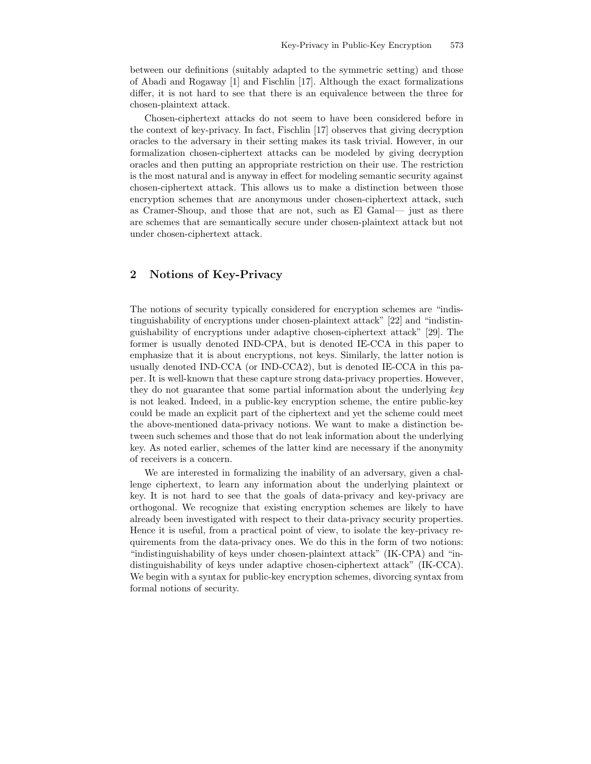between our definitions (suitably adapted to the symmetric setting) and those of Abadi and Rogaway [1] and Fischlin [17]. Although the exact formalizations differ, it is not hard to see that there is an equivalence between the three for chosen-plaintext attack.

Chosen-ciphertext attacks do not seem to have been considered before in the context of key-privacy. In fact, Fischlin [17] observes that giving decryption oracles to the adversary in their setting makes its task trivial. However, in our formalization chosen-ciphertext attacks can be modeled by giving decryption oracles and then putting an appropriate restriction on their use. The restriction is the most natural and is anyway in effect for modeling semantic security against chosen-ciphertext attack. This allows us to make a distinction between those encryption schemes that are anonymous under chosen-ciphertext attack, such as Cramer-Shoup, and those that are not, such as El Gamal— just as there are schemes that are semantically secure under chosen-plaintext attack but not under chosen-ciphertext attack.

## 2 Notions of Key-Privacy

The notions of security typically considered for encryption schemes are "indistinguishability of encryptions under chosen-plaintext attack" [22] and "indistinguishability of encryptions under adaptive chosen-ciphertext attack" [29]. The former is usually denoted IND-CPA, but is denoted IE-CCA in this paper to emphasize that it is about encryptions, not keys. Similarly, the latter notion is usually denoted IND-CCA (or IND-CCA2), but is denoted IE-CCA in this paper. It is well-known that these capture strong data-privacy properties. However, they do not guarantee that some partial information about the underlying *key* is not leaked. Indeed, in a public-key encryption scheme, the entire public-key could be made an explicit part of the ciphertext and yet the scheme could meet the above-mentioned data-privacy notions. We want to make a distinction between such schemes and those that do not leak information about the underlying key. As noted earlier, schemes of the latter kind are necessary if the anonymity of receivers is a concern.

We are interested in formalizing the inability of an adversary, given a challenge ciphertext, to learn any information about the underlying plaintext or key. It is not hard to see that the goals of data-privacy and key-privacy are orthogonal. We recognize that existing encryption schemes are likely to have already been investigated with respect to their data-privacy security properties. Hence it is useful, from a practical point of view, to isolate the key-privacy requirements from the data-privacy ones. We do this in the form of two notions: "indistinguishability of keys under chosen-plaintext attack" (IK-CPA) and "indistinguishability of keys under adaptive chosen-ciphertext attack" (IK-CCA). We begin with a syntax for public-key encryption schemes, divorcing syntax from formal notions of security.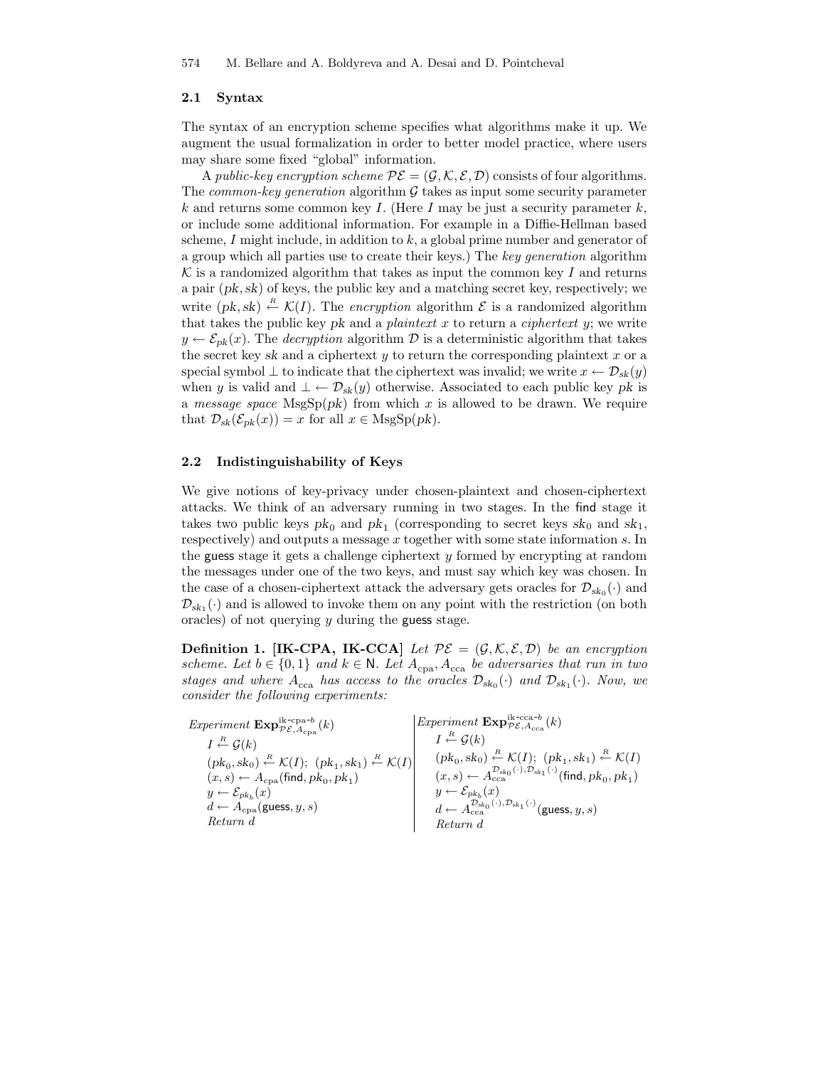### 2.1 Syntax

The syntax of an encryption scheme specifies what algorithms make it up. We augment the usual formalization in order to better model practice, where users may share some fixed "global" information.

A *public-key encryption scheme* $\mathcal{PE} = (\mathcal{G}, \mathcal{K}, \mathcal{E}, \mathcal{D})$ consists of four algorithms. The *common-key generation* algorithm $\mathcal{G}$ takes as input some security parameter $k$ and returns some common key $I$. (Here $I$ may be just a security parameter $k$, or include some additional information. For example in a Diffie-Hellman based scheme, $I$ might include, in addition to $k$, a global prime number and generator of a group which all parties use to create their keys.) The *key generation* algorithm $\mathcal{K}$ is a randomized algorithm that takes as input the common key $I$ and returns a pair $(pk, sk)$ of keys, the public key and a matching secret key, respectively; we write $(pk, sk) \stackrel{R}{\leftarrow} \mathcal{K}(I)$. The *encryption* algorithm $\mathcal{E}$ is a randomized algorithm that takes the public key $pk$ and a *plaintext* $x$ to return a *ciphertext* $y$; we write $y \leftarrow \mathcal{E}_{pk}(x)$. The *decryption* algorithm $\mathcal{D}$ is a deterministic algorithm that takes the secret key $sk$ and a ciphertext $y$ to return the corresponding plaintext $x$ or a special symbol $\perp$ to indicate that the ciphertext was invalid; we write $x \leftarrow \mathcal{D}_{sk}(y)$ when $y$ is valid and $\perp \leftarrow \mathcal{D}_{sk}(y)$ otherwise. Associated to each public key $pk$ is a *message space* $\mathrm{MsgSp}(pk)$ from which $x$ is allowed to be drawn. We require that $\mathcal{D}_{sk}(\mathcal{E}_{pk}(x)) = x$ for all $x \in \mathrm{MsgSp}(pk)$.

### 2.2 Indistinguishability of Keys

We give notions of key-privacy under chosen-plaintext and chosen-ciphertext attacks. We think of an adversary running in two stages. In the find stage it takes two public keys $pk_0$ and $pk_1$ (corresponding to secret keys $sk_0$ and $sk_1$, respectively) and outputs a message $x$ together with some state information $s$. In the guess stage it gets a challenge ciphertext $y$ formed by encrypting at random the messages under one of the two keys, and must say which key was chosen. In the case of a chosen-ciphertext attack the adversary gets oracles for $\mathcal{D}_{sk_0}(\cdot)$ and $\mathcal{D}_{sk_1}(\cdot)$ and is allowed to invoke them on any point with the restriction (on both oracles) of not querying $y$ during the guess stage.

**Definition 1. [IK-CPA, IK-CCA]** *Let $\mathcal{PE} = (\mathcal{G}, \mathcal{K}, \mathcal{E}, \mathcal{D})$ be an encryption scheme. Let $b \in \{0,1\}$ and $k \in \mathsf{N}$. Let $A_{\mathrm{cpa}}, A_{\mathrm{cca}}$ be adversaries that run in two stages and where $A_{\mathrm{cca}}$ has access to the oracles $\mathcal{D}_{sk_0}(\cdot)$ and $\mathcal{D}_{sk_1}(\cdot)$. Now, we consider the following experiments:*

*Experiment* $\mathbf{Exp}^{\text{ik-cpa-}b}_{\mathcal{PE},A_{\mathrm{cpa}}}(k)$
- $I \stackrel{R}{\leftarrow} \mathcal{G}(k)$
- $(pk_0, sk_0) \stackrel{R}{\leftarrow} \mathcal{K}(I)$; $(pk_1, sk_1) \stackrel{R}{\leftarrow} \mathcal{K}(I)$
- $(x, s) \leftarrow A_{\mathrm{cpa}}(\mathsf{find}, pk_0, pk_1)$
- $y \leftarrow \mathcal{E}_{pk_b}(x)$
- $d \leftarrow A_{\mathrm{cpa}}(\mathsf{guess}, y, s)$
- *Return* $d$

*Experiment* $\mathbf{Exp}^{\text{ik-cca-}b}_{\mathcal{PE},A_{\mathrm{cca}}}(k)$
- $I \stackrel{R}{\leftarrow} \mathcal{G}(k)$
- $(pk_0, sk_0) \stackrel{R}{\leftarrow} \mathcal{K}(I)$; $(pk_1, sk_1) \stackrel{R}{\leftarrow} \mathcal{K}(I)$
- $(x, s) \leftarrow A_{\mathrm{cca}}^{\mathcal{D}_{sk_0}(\cdot), \mathcal{D}_{sk_1}(\cdot)}(\mathsf{find}, pk_0, pk_1)$
- $y \leftarrow \mathcal{E}_{pk_b}(x)$
- $d \leftarrow A_{\mathrm{cca}}^{\mathcal{D}_{sk_0}(\cdot), \mathcal{D}_{sk_1}(\cdot)}(\mathsf{guess}, y, s)$
- *Return* $d$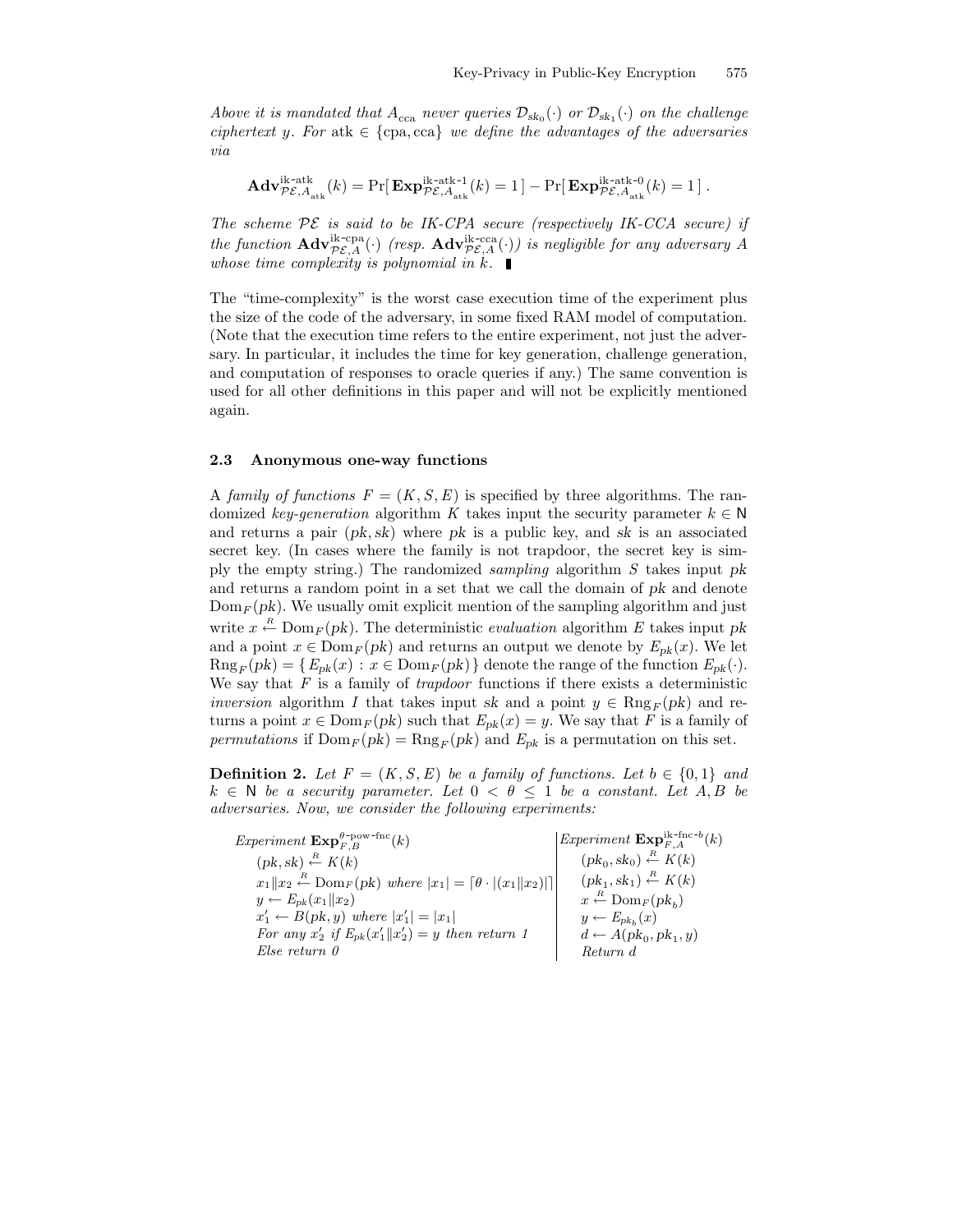*Above it is mandated that $A_{\text{cca}}$ never queries $\mathcal{D}_{sk_0}(\cdot)$ or $\mathcal{D}_{sk_1}(\cdot)$ on the challenge ciphertext $y$. For* atk $\in \{\text{cpa}, \text{cca}\}$ *we define the advantages of the adversaries via*

$$\mathbf{Adv}^{\text{ik-atk}}_{\mathcal{PE},A_{\text{atk}}}(k) = \Pr[\,\mathbf{Exp}^{\text{ik-atk-1}}_{\mathcal{PE},A_{\text{atk}}}(k) = 1\,] - \Pr[\,\mathbf{Exp}^{\text{ik-atk-0}}_{\mathcal{PE},A_{\text{atk}}}(k) = 1\,]\,.$$

*The scheme $\mathcal{PE}$ is said to be IK-CPA secure (respectively IK-CCA secure) if the function $\mathbf{Adv}^{\text{ik-cpa}}_{\mathcal{PE},A}(\cdot)$ (resp. $\mathbf{Adv}^{\text{ik-cca}}_{\mathcal{PE},A}(\cdot)$) is negligible for any adversary $A$ whose time complexity is polynomial in $k$.* ∎

The "time-complexity" is the worst case execution time of the experiment plus the size of the code of the adversary, in some fixed RAM model of computation. (Note that the execution time refers to the entire experiment, not just the adversary. In particular, it includes the time for key generation, challenge generation, and computation of responses to oracle queries if any.) The same convention is used for all other definitions in this paper and will not be explicitly mentioned again.

### 2.3 Anonymous one-way functions

A *family of functions* $F = (K, S, E)$ is specified by three algorithms. The randomized *key-generation* algorithm $K$ takes input the security parameter $k \in \mathsf{N}$ and returns a pair $(pk, sk)$ where $pk$ is a public key, and $sk$ is an associated secret key. (In cases where the family is not trapdoor, the secret key is simply the empty string.) The randomized *sampling* algorithm $S$ takes input $pk$ and returns a random point in a set that we call the domain of $pk$ and denote $\text{Dom}_F(pk)$. We usually omit explicit mention of the sampling algorithm and just write $x \xleftarrow{R} \text{Dom}_F(pk)$. The deterministic *evaluation* algorithm $E$ takes input $pk$ and a point $x \in \text{Dom}_F(pk)$ and returns an output we denote by $E_{pk}(x)$. We let $\text{Rng}_F(pk) = \{\, E_{pk}(x) : x \in \text{Dom}_F(pk) \,\}$ denote the range of the function $E_{pk}(\cdot)$. We say that $F$ is a family of *trapdoor* functions if there exists a deterministic *inversion* algorithm $I$ that takes input $sk$ and a point $y \in \text{Rng}_F(pk)$ and returns a point $x \in \text{Dom}_F(pk)$ such that $E_{pk}(x) = y$. We say that $F$ is a family of *permutations* if $\text{Dom}_F(pk) = \text{Rng}_F(pk)$ and $E_{pk}$ is a permutation on this set.

**Definition 2.** *Let $F = (K, S, E)$ be a family of functions. Let $b \in \{0, 1\}$ and $k \in \mathsf{N}$ be a security parameter. Let $0 < \theta \leq 1$ be a constant. Let $A, B$ be adversaries. Now, we consider the following experiments:*

*Experiment* $\mathbf{Exp}^{\theta\text{-pow-fnc}}_{F,B}(k)$
- $(pk, sk) \xleftarrow{R} K(k)$
- $x_1 \| x_2 \xleftarrow{R} \text{Dom}_F(pk)$ *where* $|x_1| = \lceil \theta \cdot |(x_1 \| x_2)| \rceil$
- $y \leftarrow E_{pk}(x_1 \| x_2)$
- $x'_1 \leftarrow B(pk, y)$ *where* $|x'_1| = |x_1|$
- *For any* $x'_2$ *if* $E_{pk}(x'_1 \| x'_2) = y$ *then return 1*
- *Else return 0*

*Experiment* $\mathbf{Exp}^{\text{ik-fnc-}b}_{F,A}(k)$
- $(pk_0, sk_0) \xleftarrow{R} K(k)$
- $(pk_1, sk_1) \xleftarrow{R} K(k)$
- $x \xleftarrow{R} \text{Dom}_F(pk_b)$
- $y \leftarrow E_{pk_b}(x)$
- $d \leftarrow A(pk_0, pk_1, y)$
- *Return* $d$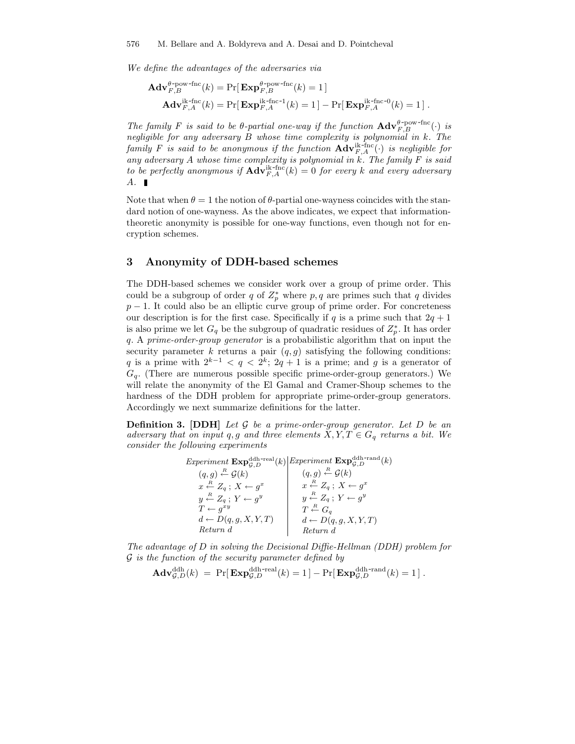*We define the advantages of the adversaries via*

$$\mathbf{Adv}^{\theta\text{-pow-fnc}}_{F,B}(k) = \Pr[\,\mathbf{Exp}^{\theta\text{-pow-fnc}}_{F,B}(k) = 1\,]$$

$$\mathbf{Adv}^{\text{ik-fnc}}_{F,A}(k) = \Pr[\,\mathbf{Exp}^{\text{ik-fnc-1}}_{F,A}(k) = 1\,] - \Pr[\,\mathbf{Exp}^{\text{ik-fnc-0}}_{F,A}(k) = 1\,]\,.$$

*The family $F$ is said to be $\theta$-partial one-way if the function $\mathbf{Adv}^{\theta\text{-pow-fnc}}_{F,B}(\cdot)$ is negligible for any adversary $B$ whose time complexity is polynomial in $k$. The family $F$ is said to be anonymous if the function $\mathbf{Adv}^{\text{ik-fnc}}_{F,A}(\cdot)$ is negligible for any adversary $A$ whose time complexity is polynomial in $k$. The family $F$ is said to be perfectly anonymous if $\mathbf{Adv}^{\text{ik-fnc}}_{F,A}(k) = 0$ for every $k$ and every adversary $A$.* ∎

Note that when $\theta = 1$ the notion of $\theta$-partial one-wayness coincides with the standard notion of one-wayness. As the above indicates, we expect that information-theoretic anonymity is possible for one-way functions, even though not for encryption schemes.

## 3 Anonymity of DDH-based schemes

The DDH-based schemes we consider work over a group of prime order. This could be a subgroup of order $q$ of $Z_p^*$ where $p, q$ are primes such that $q$ divides $p-1$. It could also be an elliptic curve group of prime order. For concreteness our description is for the first case. Specifically if $q$ is a prime such that $2q+1$ is also prime we let $G_q$ be the subgroup of quadratic residues of $Z_p^*$. It has order $q$. A *prime-order-group generator* is a probabilistic algorithm that on input the security parameter $k$ returns a pair $(q, g)$ satisfying the following conditions: $q$ is a prime with $2^{k-1} < q < 2^k$; $2q+1$ is a prime; and $g$ is a generator of $G_q$. (There are numerous possible specific prime-order-group generators.) We will relate the anonymity of the El Gamal and Cramer-Shoup schemes to the hardness of the DDH problem for appropriate prime-order-group generators. Accordingly we next summarize definitions for the latter.

**Definition 3. [DDH]** *Let $\mathcal{G}$ be a prime-order-group generator. Let $D$ be an adversary that on input $q, g$ and three elements $X, Y, T \in G_q$ returns a bit. We consider the following experiments*

| *Experiment* $\mathbf{Exp}^{\text{ddh-real}}_{\mathcal{G},D}(k)$ | *Experiment* $\mathbf{Exp}^{\text{ddh-rand}}_{\mathcal{G},D}(k)$ |
|---|---|
| $(q,g) \xleftarrow{R} \mathcal{G}(k)$ | $(q,g) \xleftarrow{R} \mathcal{G}(k)$ |
| $x \xleftarrow{R} Z_q\,;\ X \leftarrow g^x$ | $x \xleftarrow{R} Z_q\,;\ X \leftarrow g^x$ |
| $y \xleftarrow{R} Z_q\,;\ Y \leftarrow g^y$ | $y \xleftarrow{R} Z_q\,;\ Y \leftarrow g^y$ |
| $T \leftarrow g^{xy}$ | $T \xleftarrow{R} G_q$ |
| $d \leftarrow D(q,g,X,Y,T)$ | $d \leftarrow D(q,g,X,Y,T)$ |
| *Return* $d$ | *Return* $d$ |

*The advantage of $D$ in solving the Decisional Diffie-Hellman (DDH) problem for $\mathcal{G}$ is the function of the security parameter defined by*

$$\mathbf{Adv}^{\text{ddh}}_{\mathcal{G},D}(k) \;=\; \Pr[\,\mathbf{Exp}^{\text{ddh-real}}_{\mathcal{G},D}(k) = 1\,] - \Pr[\,\mathbf{Exp}^{\text{ddh-rand}}_{\mathcal{G},D}(k) = 1\,]\,.$$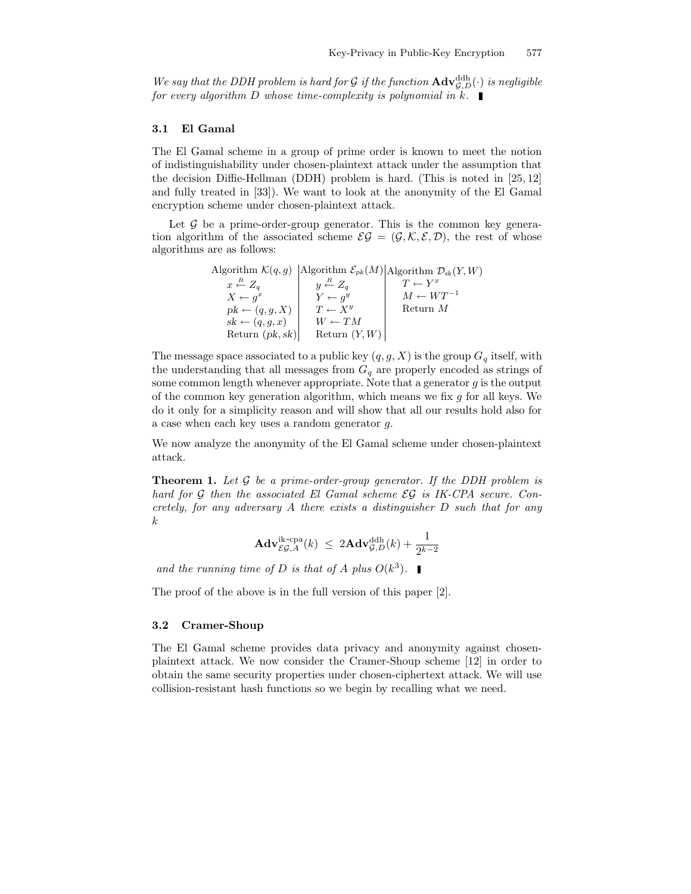*We say that the DDH problem is hard for $\mathcal{G}$ if the function $\mathbf{Adv}^{\mathrm{ddh}}_{\mathcal{G},D}(\cdot)$ is negligible for every algorithm $D$ whose time-complexity is polynomial in $k$.* ∎

### 3.1 El Gamal

The El Gamal scheme in a group of prime order is known to meet the notion of indistinguishability under chosen-plaintext attack under the assumption that the decision Diffie-Hellman (DDH) problem is hard. (This is noted in [25, 12] and fully treated in [33]). We want to look at the anonymity of the El Gamal encryption scheme under chosen-plaintext attack.

Let $\mathcal{G}$ be a prime-order-group generator. This is the common key generation algorithm of the associated scheme $\mathcal{EG} = (\mathcal{G}, \mathcal{K}, \mathcal{E}, \mathcal{D})$, the rest of whose algorithms are as follows:

| Algorithm $\mathcal{K}(q, g)$ | Algorithm $\mathcal{E}_{pk}(M)$ | Algorithm $\mathcal{D}_{sk}(Y, W)$ |
|---|---|---|
| $x \xleftarrow{R} Z_q$ | $y \xleftarrow{R} Z_q$ | $T \leftarrow Y^x$ |
| $X \leftarrow g^x$ | $Y \leftarrow g^y$ | $M \leftarrow WT^{-1}$ |
| $pk \leftarrow (q, g, X)$ | $T \leftarrow X^y$ | Return $M$ |
| $sk \leftarrow (q, g, x)$ | $W \leftarrow TM$ | |
| Return $(pk, sk)$ | Return $(Y, W)$ | |

The message space associated to a public key $(q, g, X)$ is the group $G_q$ itself, with the understanding that all messages from $G_q$ are properly encoded as strings of some common length whenever appropriate. Note that a generator $g$ is the output of the common key generation algorithm, which means we fix $g$ for all keys. We do it only for a simplicity reason and will show that all our results hold also for a case when each key uses a random generator $g$.

We now analyze the anonymity of the El Gamal scheme under chosen-plaintext attack.

**Theorem 1.** *Let $\mathcal{G}$ be a prime-order-group generator. If the DDH problem is hard for $\mathcal{G}$ then the associated El Gamal scheme $\mathcal{EG}$ is IK-CPA secure. Concretely, for any adversary $A$ there exists a distinguisher $D$ such that for any $k$*

$$\mathbf{Adv}^{\mathrm{ik\text{-}cpa}}_{\mathcal{EG},A}(k) \;\leq\; 2\mathbf{Adv}^{\mathrm{ddh}}_{\mathcal{G},D}(k) + \frac{1}{2^{k-2}}$$

*and the running time of $D$ is that of $A$ plus $O(k^3)$.* ∎

The proof of the above is in the full version of this paper [2].

### 3.2 Cramer-Shoup

The El Gamal scheme provides data privacy and anonymity against chosen-plaintext attack. We now consider the Cramer-Shoup scheme [12] in order to obtain the same security properties under chosen-ciphertext attack. We will use collision-resistant hash functions so we begin by recalling what we need.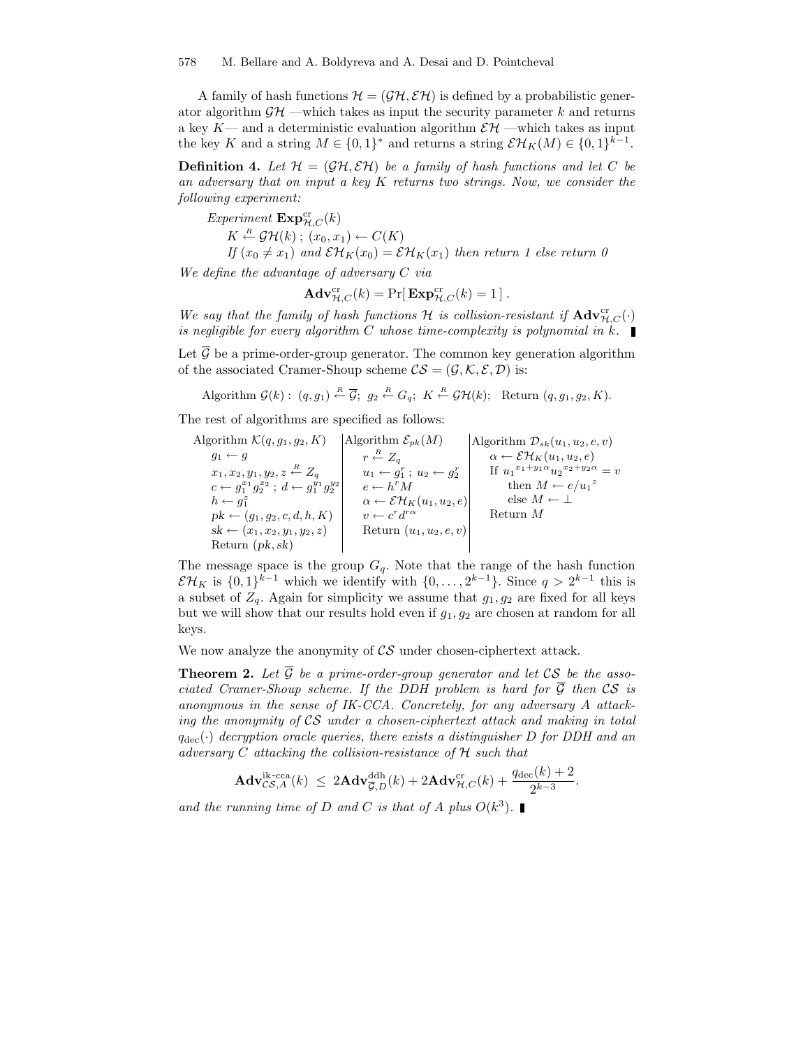A family of hash functions $\mathcal{H} = (\mathcal{GH}, \mathcal{EH})$ is defined by a probabilistic generator algorithm $\mathcal{GH}$ —which takes as input the security parameter $k$ and returns a key $K$— and a deterministic evaluation algorithm $\mathcal{EH}$ —which takes as input the key $K$ and a string $M \in \{0,1\}^*$ and returns a string $\mathcal{EH}_K(M) \in \{0,1\}^{k-1}$.

**Definition 4.** *Let $\mathcal{H} = (\mathcal{GH}, \mathcal{EH})$ be a family of hash functions and let $C$ be an adversary that on input a key $K$ returns two strings. Now, we consider the following experiment:*

*Experiment* $\mathbf{Exp}^{\mathrm{cr}}_{\mathcal{H},C}(k)$
$K \xleftarrow{R} \mathcal{GH}(k)$ ; $(x_0, x_1) \leftarrow C(K)$
*If* $(x_0 \neq x_1)$ *and* $\mathcal{EH}_K(x_0) = \mathcal{EH}_K(x_1)$ *then return 1 else return 0*

*We define the advantage of adversary $C$ via*

$$\mathbf{Adv}^{\mathrm{cr}}_{\mathcal{H},C}(k) = \Pr[\, \mathbf{Exp}^{\mathrm{cr}}_{\mathcal{H},C}(k) = 1\,]\,.$$

*We say that the family of hash functions $\mathcal{H}$ is collision-resistant if $\mathbf{Adv}^{\mathrm{cr}}_{\mathcal{H},C}(\cdot)$ is negligible for every algorithm $C$ whose time-complexity is polynomial in $k$.*

Let $\overline{\mathcal{G}}$ be a prime-order-group generator. The common key generation algorithm of the associated Cramer-Shoup scheme $\mathcal{CS} = (\mathcal{G}, \mathcal{K}, \mathcal{E}, \mathcal{D})$ is:

$$\text{Algorithm } \mathcal{G}(k):\ (q, g_1) \xleftarrow{R} \overline{\mathcal{G}};\ g_2 \xleftarrow{R} G_q;\ K \xleftarrow{R} \mathcal{GH}(k);\ \text{ Return } (q, g_1, g_2, K).$$

The rest of algorithms are specified as follows:

| Algorithm $\mathcal{K}(q, g_1, g_2, K)$ | Algorithm $\mathcal{E}_{pk}(M)$ | Algorithm $\mathcal{D}_{sk}(u_1, u_2, e, v)$ |
|---|---|---|
| $g_1 \leftarrow g$ | $r \xleftarrow{R} Z_q$ | $\alpha \leftarrow \mathcal{EH}_K(u_1, u_2, e)$ |
| $x_1, x_2, y_1, y_2, z \xleftarrow{R} Z_q$ | $u_1 \leftarrow g_1^r$ ; $u_2 \leftarrow g_2^r$ | If ${u_1}^{x_1+y_1\alpha}{u_2}^{x_2+y_2\alpha} = v$ |
| $c \leftarrow g_1^{x_1} g_2^{x_2}$ ; $d \leftarrow g_1^{y_1} g_2^{y_2}$ | $e \leftarrow h^r M$ | then $M \leftarrow e/{u_1}^z$ |
| $h \leftarrow g_1^z$ | $\alpha \leftarrow \mathcal{EH}_K(u_1, u_2, e)$ | else $M \leftarrow \perp$ |
| $pk \leftarrow (g_1, g_2, c, d, h, K)$ | $v \leftarrow c^r d^{r\alpha}$ | Return $M$ |
| $sk \leftarrow (x_1, x_2, y_1, y_2, z)$ | Return $(u_1, u_2, e, v)$ | |
| Return $(pk, sk)$ | | |

The message space is the group $G_q$. Note that the range of the hash function $\mathcal{EH}_K$ is $\{0,1\}^{k-1}$ which we identify with $\{0, \ldots, 2^{k-1}\}$. Since $q > 2^{k-1}$ this is a subset of $Z_q$. Again for simplicity we assume that $g_1, g_2$ are fixed for all keys but we will show that our results hold even if $g_1, g_2$ are chosen at random for all keys.

We now analyze the anonymity of $\mathcal{CS}$ under chosen-ciphertext attack.

**Theorem 2.** *Let $\overline{\mathcal{G}}$ be a prime-order-group generator and let $\mathcal{CS}$ be the associated Cramer-Shoup scheme. If the DDH problem is hard for $\overline{\mathcal{G}}$ then $\mathcal{CS}$ is anonymous in the sense of IK-CCA. Concretely, for any adversary $A$ attacking the anonymity of $\mathcal{CS}$ under a chosen-ciphertext attack and making in total $q_{\mathrm{dec}}(\cdot)$ decryption oracle queries, there exists a distinguisher $D$ for DDH and an adversary $C$ attacking the collision-resistance of $\mathcal{H}$ such that*

$$\mathbf{Adv}^{\mathrm{ik\text{-}cca}}_{\mathcal{CS},A}(k) \ \leq\ 2\mathbf{Adv}^{\mathrm{ddh}}_{\overline{\mathcal{G}},D}(k) + 2\mathbf{Adv}^{\mathrm{cr}}_{\mathcal{H},C}(k) + \frac{q_{\mathrm{dec}}(k) + 2}{2^{k-3}}.$$

*and the running time of $D$ and $C$ is that of $A$ plus $O(k^3)$.*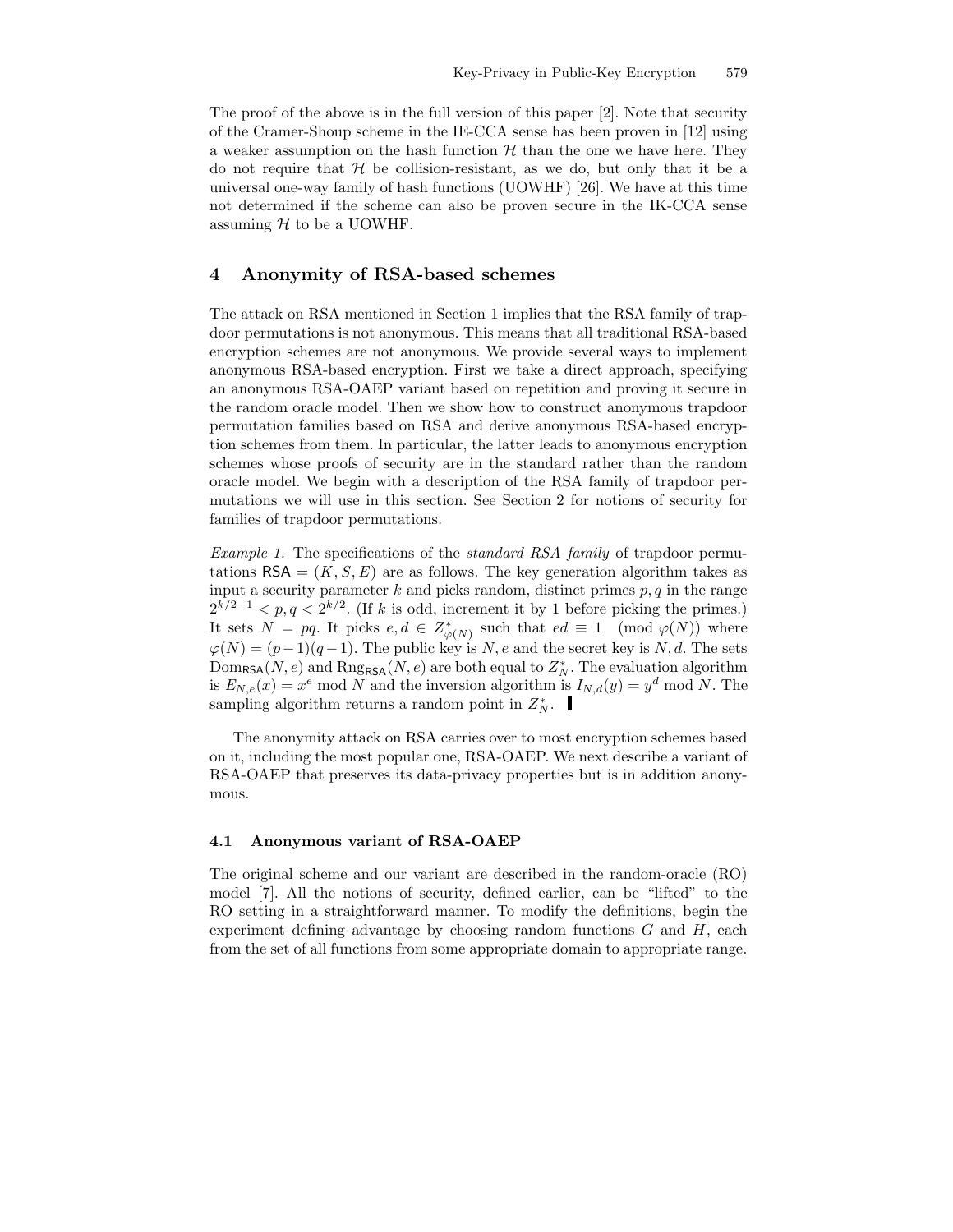The proof of the above is in the full version of this paper [2]. Note that security of the Cramer-Shoup scheme in the IE-CCA sense has been proven in [12] using a weaker assumption on the hash function $\mathcal{H}$ than the one we have here. They do not require that $\mathcal{H}$ be collision-resistant, as we do, but only that it be a universal one-way family of hash functions (UOWHF) [26]. We have at this time not determined if the scheme can also be proven secure in the IK-CCA sense assuming $\mathcal{H}$ to be a UOWHF.

## 4 Anonymity of RSA-based schemes

The attack on RSA mentioned in Section 1 implies that the RSA family of trapdoor permutations is not anonymous. This means that all traditional RSA-based encryption schemes are not anonymous. We provide several ways to implement anonymous RSA-based encryption. First we take a direct approach, specifying an anonymous RSA-OAEP variant based on repetition and proving it secure in the random oracle model. Then we show how to construct anonymous trapdoor permutation families based on RSA and derive anonymous RSA-based encryption schemes from them. In particular, the latter leads to anonymous encryption schemes whose proofs of security are in the standard rather than the random oracle model. We begin with a description of the RSA family of trapdoor permutations we will use in this section. See Section 2 for notions of security for families of trapdoor permutations.

*Example 1.* The specifications of the *standard RSA family* of trapdoor permutations $\mathsf{RSA} = (K, S, E)$ are as follows. The key generation algorithm takes as input a security parameter $k$ and picks random, distinct primes $p, q$ in the range $2^{k/2-1} < p, q < 2^{k/2}$. (If $k$ is odd, increment it by 1 before picking the primes.) It sets $N = pq$. It picks $e, d \in Z^*_{\varphi(N)}$ such that $ed \equiv 1 \pmod{\varphi(N)}$ where $\varphi(N) = (p-1)(q-1)$. The public key is $N, e$ and the secret key is $N, d$. The sets $\mathrm{Dom}_{\mathsf{RSA}}(N, e)$ and $\mathrm{Rng}_{\mathsf{RSA}}(N, e)$ are both equal to $Z^*_N$. The evaluation algorithm is $E_{N,e}(x) = x^e \bmod N$ and the inversion algorithm is $I_{N,d}(y) = y^d \bmod N$. The sampling algorithm returns a random point in $Z^*_N$. ▌

The anonymity attack on RSA carries over to most encryption schemes based on it, including the most popular one, RSA-OAEP. We next describe a variant of RSA-OAEP that preserves its data-privacy properties but is in addition anonymous.

### 4.1 Anonymous variant of RSA-OAEP

The original scheme and our variant are described in the random-oracle (RO) model [7]. All the notions of security, defined earlier, can be "lifted" to the RO setting in a straightforward manner. To modify the definitions, begin the experiment defining advantage by choosing random functions $G$ and $H$, each from the set of all functions from some appropriate domain to appropriate range.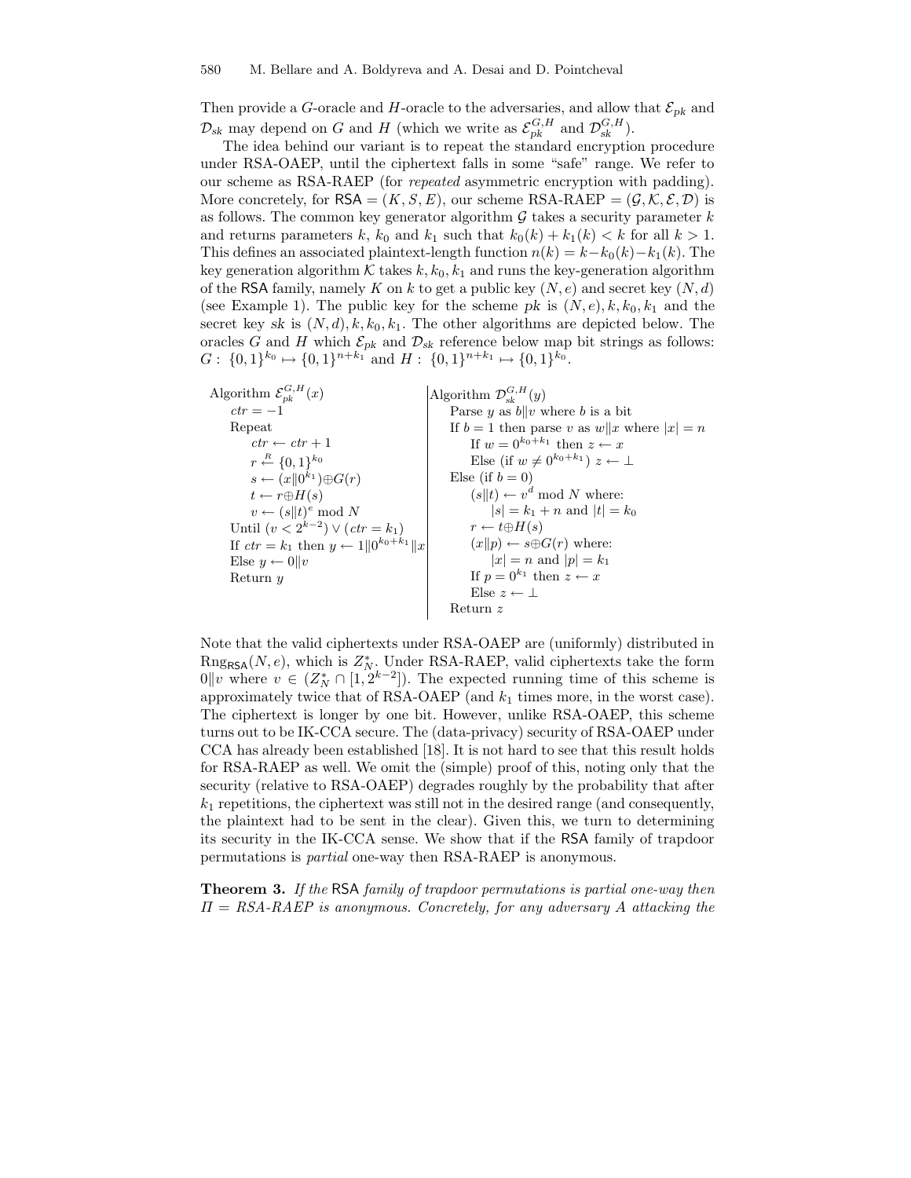Then provide a $G$-oracle and $H$-oracle to the adversaries, and allow that $\mathcal{E}_{pk}$ and $\mathcal{D}_{sk}$ may depend on $G$ and $H$ (which we write as $\mathcal{E}_{pk}^{G,H}$ and $\mathcal{D}_{sk}^{G,H}$).

The idea behind our variant is to repeat the standard encryption procedure under RSA-OAEP, until the ciphertext falls in some "safe" range. We refer to our scheme as RSA-RAEP (for *repeated* asymmetric encryption with padding). More concretely, for $\mathsf{RSA} = (K, S, E)$, our scheme RSA-RAEP $= (\mathcal{G}, \mathcal{K}, \mathcal{E}, \mathcal{D})$ is as follows. The common key generator algorithm $\mathcal{G}$ takes a security parameter $k$ and returns parameters $k$, $k_0$ and $k_1$ such that $k_0(k) + k_1(k) < k$ for all $k > 1$. This defines an associated plaintext-length function $n(k) = k - k_0(k) - k_1(k)$. The key generation algorithm $\mathcal{K}$ takes $k, k_0, k_1$ and runs the key-generation algorithm of the $\mathsf{RSA}$ family, namely $K$ on $k$ to get a public key $(N, e)$ and secret key $(N, d)$ (see Example 1). The public key for the scheme $pk$ is $(N, e), k, k_0, k_1$ and the secret key $sk$ is $(N, d), k, k_0, k_1$. The other algorithms are depicted below. The oracles $G$ and $H$ which $\mathcal{E}_{pk}$ and $\mathcal{D}_{sk}$ reference below map bit strings as follows: $G : \{0,1\}^{k_0} \mapsto \{0,1\}^{n+k_1}$ and $H : \{0,1\}^{n+k_1} \mapsto \{0,1\}^{k_0}$.

```
Algorithm E_pk^{G,H}(x)
    ctr = −1
    Repeat
        ctr ← ctr + 1
        r ←R {0,1}^{k_0}
        s ← (x‖0^{k_1})⊕G(r)
        t ← r⊕H(s)
        v ← (s‖t)^e mod N
    Until (v < 2^{k−2}) ∨ (ctr = k_1)
    If ctr = k_1 then y ← 1‖0^{k_0+k_1}‖x
    Else y ← 0‖v
    Return y
```

```
Algorithm D_sk^{G,H}(y)
    Parse y as b‖v where b is a bit
    If b = 1 then parse v as w‖x where |x| = n
        If w = 0^{k_0+k_1} then z ← x
        Else (if w ≠ 0^{k_0+k_1}) z ← ⊥
    Else (if b = 0)
        (s‖t) ← v^d mod N where:
            |s| = k_1 + n and |t| = k_0
        r ← t⊕H(s)
        (x‖p) ← s⊕G(r) where:
            |x| = n and |p| = k_1
        If p = 0^{k_1} then z ← x
        Else z ← ⊥
    Return z
```

Note that the valid ciphertexts under RSA-OAEP are (uniformly) distributed in $\mathrm{Rng}_{\mathsf{RSA}}(N, e)$, which is $Z_N^*$. Under RSA-RAEP, valid ciphertexts take the form $0\|v$ where $v \in (Z_N^* \cap [1, 2^{k-2}])$. The expected running time of this scheme is approximately twice that of RSA-OAEP (and $k_1$ times more, in the worst case). The ciphertext is longer by one bit. However, unlike RSA-OAEP, this scheme turns out to be IK-CCA secure. The (data-privacy) security of RSA-OAEP under CCA has already been established [18]. It is not hard to see that this result holds for RSA-RAEP as well. We omit the (simple) proof of this, noting only that the security (relative to RSA-OAEP) degrades roughly by the probability that after $k_1$ repetitions, the ciphertext was still not in the desired range (and consequently, the plaintext had to be sent in the clear). Given this, we turn to determining its security in the IK-CCA sense. We show that if the $\mathsf{RSA}$ family of trapdoor permutations is *partial* one-way then RSA-RAEP is anonymous.

**Theorem 3.** *If the* $\mathsf{RSA}$ *family of trapdoor permutations is partial one-way then* $\Pi$ *= RSA-RAEP is anonymous. Concretely, for any adversary A attacking the*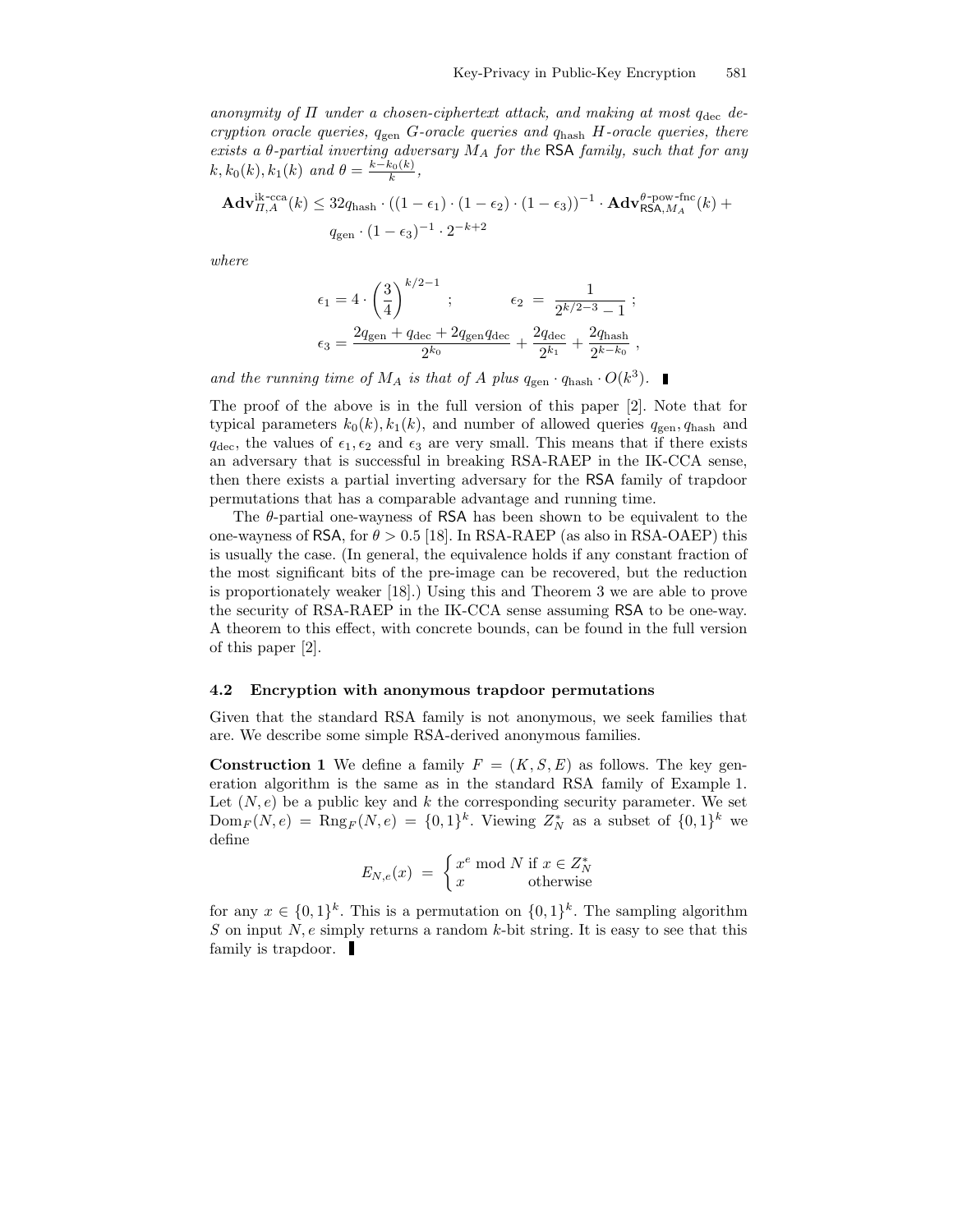*anonymity of $\Pi$ under a chosen-ciphertext attack, and making at most $q_{\rm dec}$ decryption oracle queries, $q_{\rm gen}$ G-oracle queries and $q_{\rm hash}$ H-oracle queries, there exists a $\theta$-partial inverting adversary $M_A$ for the* RSA *family, such that for any $k, k_0(k), k_1(k)$ and $\theta = \frac{k-k_0(k)}{k}$,*

$$\mathbf{Adv}^{\text{ik-cca}}_{\Pi,A}(k) \leq 32 q_{\rm hash} \cdot ((1-\epsilon_1)\cdot(1-\epsilon_2)\cdot(1-\epsilon_3))^{-1} \cdot \mathbf{Adv}^{\theta\text{-pow-fnc}}_{\mathsf{RSA},M_A}(k) + q_{\rm gen} \cdot (1-\epsilon_3)^{-1} \cdot 2^{-k+2}$$

*where*

$$\epsilon_1 = 4 \cdot \left(\frac{3}{4}\right)^{k/2-1} \; ; \qquad \epsilon_2 = \frac{1}{2^{k/2-3}-1} \; ;$$

$$\epsilon_3 = \frac{2q_{\rm gen} + q_{\rm dec} + 2q_{\rm gen}q_{\rm dec}}{2^{k_0}} + \frac{2q_{\rm dec}}{2^{k_1}} + \frac{2q_{\rm hash}}{2^{k-k_0}} \; ,$$

*and the running time of $M_A$ is that of $A$ plus $q_{\rm gen} \cdot q_{\rm hash} \cdot O(k^3)$.* ∎

The proof of the above is in the full version of this paper [2]. Note that for typical parameters $k_0(k), k_1(k)$, and number of allowed queries $q_{\rm gen}, q_{\rm hash}$ and $q_{\rm dec}$, the values of $\epsilon_1, \epsilon_2$ and $\epsilon_3$ are very small. This means that if there exists an adversary that is successful in breaking RSA-RAEP in the IK-CCA sense, then there exists a partial inverting adversary for the RSA family of trapdoor permutations that has a comparable advantage and running time.

The $\theta$-partial one-wayness of RSA has been shown to be equivalent to the one-wayness of RSA, for $\theta > 0.5$ [18]. In RSA-RAEP (as also in RSA-OAEP) this is usually the case. (In general, the equivalence holds if any constant fraction of the most significant bits of the pre-image can be recovered, but the reduction is proportionately weaker [18].) Using this and Theorem 3 we are able to prove the security of RSA-RAEP in the IK-CCA sense assuming RSA to be one-way. A theorem to this effect, with concrete bounds, can be found in the full version of this paper [2].

### 4.2 Encryption with anonymous trapdoor permutations

Given that the standard RSA family is not anonymous, we seek families that are. We describe some simple RSA-derived anonymous families.

**Construction 1** We define a family $F = (K, S, E)$ as follows. The key generation algorithm is the same as in the standard RSA family of Example 1. Let $(N, e)$ be a public key and $k$ the corresponding security parameter. We set $\mathrm{Dom}_F(N, e) = \mathrm{Rng}_F(N, e) = \{0,1\}^k$. Viewing $Z_N^*$ as a subset of $\{0,1\}^k$ we define

$$E_{N,e}(x) \; = \; \begin{cases} x^e \bmod N & \text{if } x \in Z_N^* \\ x & \text{otherwise} \end{cases}$$

for any $x \in \{0,1\}^k$. This is a permutation on $\{0,1\}^k$. The sampling algorithm $S$ on input $N, e$ simply returns a random $k$-bit string. It is easy to see that this family is trapdoor. ∎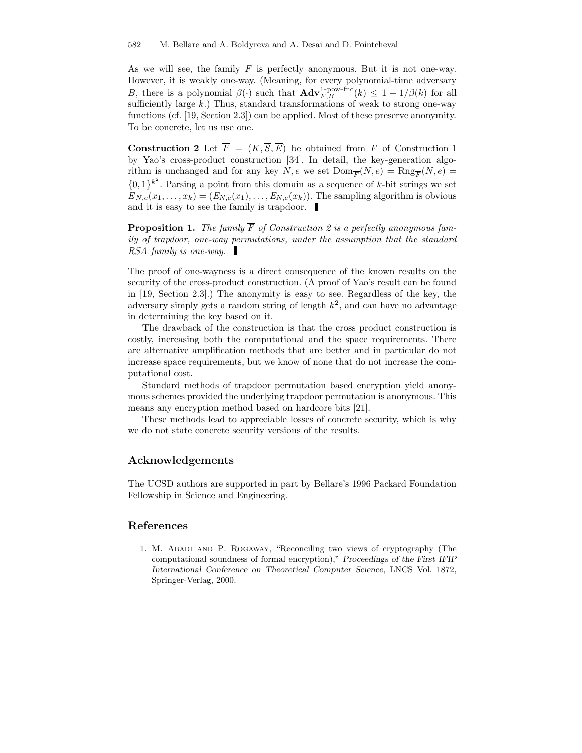As we will see, the family $F$ is perfectly anonymous. But it is not one-way. However, it is weakly one-way. (Meaning, for every polynomial-time adversary $B$, there is a polynomial $\beta(\cdot)$ such that $\mathbf{Adv}^{\text{1-pow-fnc}}_{F,B}(k) \leq 1 - 1/\beta(k)$ for all sufficiently large $k$.) Thus, standard transformations of weak to strong one-way functions (cf. [19, Section 2.3]) can be applied. Most of these preserve anonymity. To be concrete, let us use one.

**Construction 2** Let $\overline{F} = (K, \overline{S}, \overline{E})$ be obtained from $F$ of Construction 1 by Yao's cross-product construction [34]. In detail, the key-generation algorithm is unchanged and for any key $N, e$ we set $\mathrm{Dom}_{\overline{F}}(N, e) = \mathrm{Rng}_{\overline{F}}(N, e) = \{0,1\}^{k^2}$. Parsing a point from this domain as a sequence of $k$-bit strings we set $\overline{E}_{N,e}(x_1, \ldots, x_k) = (E_{N,e}(x_1), \ldots, E_{N,e}(x_k))$. The sampling algorithm is obvious and it is easy to see the family is trapdoor. ▌

**Proposition 1.** *The family $\overline{F}$ of Construction 2 is a perfectly anonymous family of trapdoor, one-way permutations, under the assumption that the standard RSA family is one-way.* ▌

The proof of one-wayness is a direct consequence of the known results on the security of the cross-product construction. (A proof of Yao's result can be found in [19, Section 2.3].) The anonymity is easy to see. Regardless of the key, the adversary simply gets a random string of length $k^2$, and can have no advantage in determining the key based on it.

The drawback of the construction is that the cross product construction is costly, increasing both the computational and the space requirements. There are alternative amplification methods that are better and in particular do not increase space requirements, but we know of none that do not increase the computational cost.

Standard methods of trapdoor permutation based encryption yield anonymous schemes provided the underlying trapdoor permutation is anonymous. This means any encryption method based on hardcore bits [21].

These methods lead to appreciable losses of concrete security, which is why we do not state concrete security versions of the results.

## Acknowledgements

The UCSD authors are supported in part by Bellare's 1996 Packard Foundation Fellowship in Science and Engineering.

## References

1. M. Abadi and P. Rogaway, "Reconciling two views of cryptography (The computational soundness of formal encryption)," *Proceedings of the First IFIP International Conference on Theoretical Computer Science*, LNCS Vol. 1872, Springer-Verlag, 2000.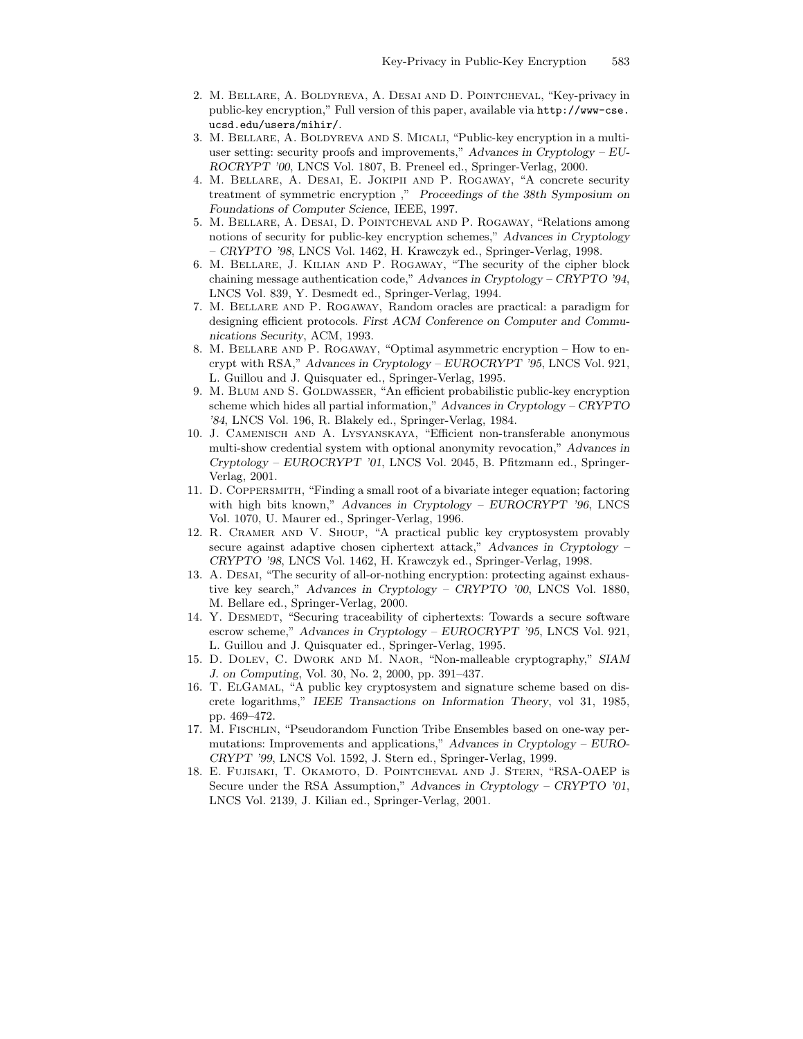2. M. Bellare, A. Boldyreva, A. Desai and D. Pointcheval, "Key-privacy in public-key encryption," Full version of this paper, available via `http://www-cse.ucsd.edu/users/mihir/`.
3. M. Bellare, A. Boldyreva and S. Micali, "Public-key encryption in a multi-user setting: security proofs and improvements," *Advances in Cryptology – EUROCRYPT '00*, LNCS Vol. 1807, B. Preneel ed., Springer-Verlag, 2000.
4. M. Bellare, A. Desai, E. Jokipii and P. Rogaway, "A concrete security treatment of symmetric encryption ," *Proceedings of the 38th Symposium on Foundations of Computer Science*, IEEE, 1997.
5. M. Bellare, A. Desai, D. Pointcheval and P. Rogaway, "Relations among notions of security for public-key encryption schemes," *Advances in Cryptology – CRYPTO '98*, LNCS Vol. 1462, H. Krawczyk ed., Springer-Verlag, 1998.
6. M. Bellare, J. Kilian and P. Rogaway, "The security of the cipher block chaining message authentication code," *Advances in Cryptology – CRYPTO '94*, LNCS Vol. 839, Y. Desmedt ed., Springer-Verlag, 1994.
7. M. Bellare and P. Rogaway, Random oracles are practical: a paradigm for designing efficient protocols. *First ACM Conference on Computer and Communications Security*, ACM, 1993.
8. M. Bellare and P. Rogaway, "Optimal asymmetric encryption – How to encrypt with RSA," *Advances in Cryptology – EUROCRYPT '95*, LNCS Vol. 921, L. Guillou and J. Quisquater ed., Springer-Verlag, 1995.
9. M. Blum and S. Goldwasser, "An efficient probabilistic public-key encryption scheme which hides all partial information," *Advances in Cryptology – CRYPTO '84*, LNCS Vol. 196, R. Blakely ed., Springer-Verlag, 1984.
10. J. Camenisch and A. Lysyanskaya, "Efficient non-transferable anonymous multi-show credential system with optional anonymity revocation," *Advances in Cryptology – EUROCRYPT '01*, LNCS Vol. 2045, B. Pfitzmann ed., Springer-Verlag, 2001.
11. D. Coppersmith, "Finding a small root of a bivariate integer equation; factoring with high bits known," *Advances in Cryptology – EUROCRYPT '96*, LNCS Vol. 1070, U. Maurer ed., Springer-Verlag, 1996.
12. R. Cramer and V. Shoup, "A practical public key cryptosystem provably secure against adaptive chosen ciphertext attack," *Advances in Cryptology – CRYPTO '98*, LNCS Vol. 1462, H. Krawczyk ed., Springer-Verlag, 1998.
13. A. Desai, "The security of all-or-nothing encryption: protecting against exhaustive key search," *Advances in Cryptology – CRYPTO '00*, LNCS Vol. 1880, M. Bellare ed., Springer-Verlag, 2000.
14. Y. Desmedt, "Securing traceability of ciphertexts: Towards a secure software escrow scheme," *Advances in Cryptology – EUROCRYPT '95*, LNCS Vol. 921, L. Guillou and J. Quisquater ed., Springer-Verlag, 1995.
15. D. Dolev, C. Dwork and M. Naor, "Non-malleable cryptography," *SIAM J. on Computing*, Vol. 30, No. 2, 2000, pp. 391–437.
16. T. ElGamal, "A public key cryptosystem and signature scheme based on discrete logarithms," *IEEE Transactions on Information Theory*, vol 31, 1985, pp. 469–472.
17. M. Fischlin, "Pseudorandom Function Tribe Ensembles based on one-way permutations: Improvements and applications," *Advances in Cryptology – EUROCRYPT '99*, LNCS Vol. 1592, J. Stern ed., Springer-Verlag, 1999.
18. E. Fujisaki, T. Okamoto, D. Pointcheval and J. Stern, "RSA-OAEP is Secure under the RSA Assumption," *Advances in Cryptology – CRYPTO '01*, LNCS Vol. 2139, J. Kilian ed., Springer-Verlag, 2001.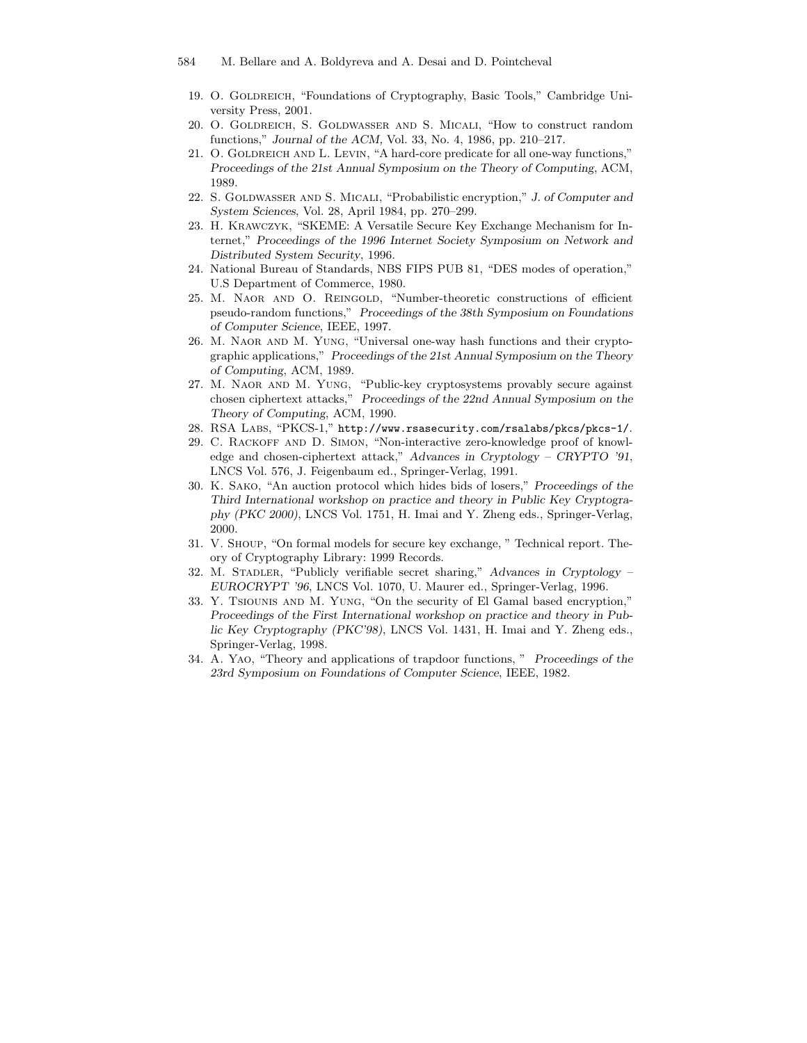19. O. Goldreich, "Foundations of Cryptography, Basic Tools," Cambridge University Press, 2001.
20. O. Goldreich, S. Goldwasser and S. Micali, "How to construct random functions," *Journal of the ACM*, Vol. 33, No. 4, 1986, pp. 210–217.
21. O. Goldreich and L. Levin, "A hard-core predicate for all one-way functions," *Proceedings of the 21st Annual Symposium on the Theory of Computing*, ACM, 1989.
22. S. Goldwasser and S. Micali, "Probabilistic encryption," *J. of Computer and System Sciences*, Vol. 28, April 1984, pp. 270–299.
23. H. Krawczyk, "SKEME: A Versatile Secure Key Exchange Mechanism for Internet," *Proceedings of the 1996 Internet Society Symposium on Network and Distributed System Security*, 1996.
24. National Bureau of Standards, NBS FIPS PUB 81, "DES modes of operation," U.S Department of Commerce, 1980.
25. M. Naor and O. Reingold, "Number-theoretic constructions of efficient pseudo-random functions," *Proceedings of the 38th Symposium on Foundations of Computer Science*, IEEE, 1997.
26. M. Naor and M. Yung, "Universal one-way hash functions and their cryptographic applications," *Proceedings of the 21st Annual Symposium on the Theory of Computing*, ACM, 1989.
27. M. Naor and M. Yung, "Public-key cryptosystems provably secure against chosen ciphertext attacks," *Proceedings of the 22nd Annual Symposium on the Theory of Computing*, ACM, 1990.
28. RSA Labs, "PKCS-1," `http://www.rsasecurity.com/rsalabs/pkcs/pkcs-1/`.
29. C. Rackoff and D. Simon, "Non-interactive zero-knowledge proof of knowledge and chosen-ciphertext attack," *Advances in Cryptology – CRYPTO '91*, LNCS Vol. 576, J. Feigenbaum ed., Springer-Verlag, 1991.
30. K. Sako, "An auction protocol which hides bids of losers," *Proceedings of the Third International workshop on practice and theory in Public Key Cryptography (PKC 2000)*, LNCS Vol. 1751, H. Imai and Y. Zheng eds., Springer-Verlag, 2000.
31. V. Shoup, "On formal models for secure key exchange, " Technical report. Theory of Cryptography Library: 1999 Records.
32. M. Stadler, "Publicly verifiable secret sharing," *Advances in Cryptology – EUROCRYPT '96*, LNCS Vol. 1070, U. Maurer ed., Springer-Verlag, 1996.
33. Y. Tsiounis and M. Yung, "On the security of El Gamal based encryption," *Proceedings of the First International workshop on practice and theory in Public Key Cryptography (PKC'98)*, LNCS Vol. 1431, H. Imai and Y. Zheng eds., Springer-Verlag, 1998.
34. A. Yao, "Theory and applications of trapdoor functions, " *Proceedings of the 23rd Symposium on Foundations of Computer Science*, IEEE, 1982.